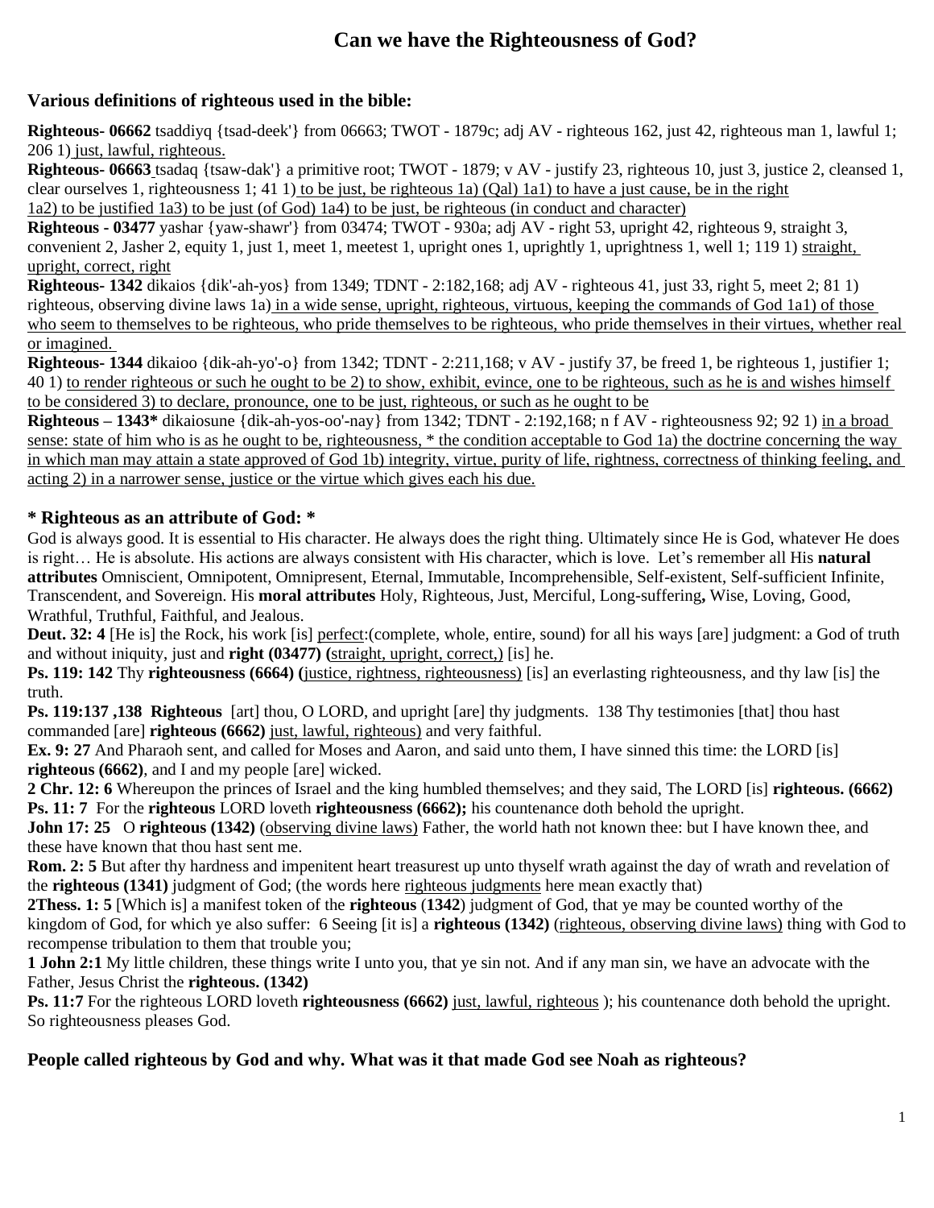# Can we have the Righteousness of God?

## Various definitions of righteous used in the bible:

**Righteous- 06662** tsaddiyq {tsad-deek'} from 06663; TWOT - 1879c; adj AV - righteous 162, just 42, righteous man 1, lawful 1; 206 1) just, lawful, righteous.

**Righteous- 06663** tsadaq {tsaw-dak'} a primitive root; TWOT - 1879; v AV - justify 23, righteous 10, just 3, justice 2, cleansed 1, clear ourselves 1, righteousness 1; 41 1) to be just, be righteous 1a) (Qal) 1a1) to have a just cause, be in the right 1a2) to be justified 1a3) to be just (of God) 1a4) to be just, be righteous (in conduct and character)

**Righteous - 03477** yashar {yaw-shawr'} from 03474; TWOT - 930a; adj AV - right 53, upright 42, righteous 9, straight 3, convenient 2, Jasher 2, equity 1, just 1, meet 1, meetest 1, upright ones 1, uprightly 1, uprightness 1, well 1; 119 1) straight, upright, correct, right

**Righteous- 1342** dikaios {dik'-ah-yos} from 1349; TDNT - 2:182,168; adj AV - righteous 41, just 33, right 5, meet 2; 81 1) righteous, observing divine laws 1a) in a wide sense, upright, righteous, virtuous, keeping the commands of God 1a1) of those who seem to themselves to be righteous, who pride themselves to be righteous, who pride themselves in their virtues, whether real or imagined.

**Righteous- 1344** dikaioo {dik-ah-yo'-o} from 1342; TDNT - 2:211,168; v AV - justify 37, be freed 1, be righteous 1, justifier 1; 40 1) to render righteous or such he ought to be 2) to show, exhibit, evince, one to be righteous, such as he is and wishes himself to be considered 3) to declare, pronounce, one to be just, righteous, or such as he ought to be

**Righteous – 1343*** dikaiosune {dik-ah-yos-oo'-nay} from 1342; TDNT - 2:192,168; n f AV - righteousness 92; 92 1) in a broad sense: state of him who is as he ought to be, righteousness, * the condition acceptable to God 1a) the doctrine concerning the way in which man may attain a state approved of God 1b) integrity, virtue, purity of life, rightness, correctness of thinking feeling, and acting 2) in a narrower sense, justice or the virtue which gives each his due.

## * Righteous as an attribute of God: *

God is always good. It is essential to His character. He always does the right thing. Ultimately since He is God, whatever He does is right… He is absolute. His actions are always consistent with His character, which is love. Let's remember all His **natural attributes** Omniscient, Omnipotent, Omnipresent, Eternal, Immutable, Incomprehensible, Self-existent, Self-sufficient Infinite, Transcendent, and Sovereign. His **moral attributes** Holy, Righteous, Just, Merciful, Long-suffering**,** Wise, Loving, Good, Wrathful, Truthful, Faithful, and Jealous.

**Deut. 32: 4** [He is] the Rock, his work [is] perfect:(complete, whole, entire, sound) for all his ways [are] judgment: a God of truth and without iniquity, just and **right (03477) (**straight, upright, correct,) [is] he.

**Ps. 119: 142** Thy **righteousness (6664) (**justice, rightness, righteousness) [is] an everlasting righteousness, and thy law [is] the truth.

**Ps. 119:137 ,138 Righteous** [art] thou, O LORD, and upright [are] thy judgments. 138 Thy testimonies [that] thou hast commanded [are] **righteous (6662)** just, lawful, righteous) and very faithful.

**Ex. 9: 27** And Pharaoh sent, and called for Moses and Aaron, and said unto them, I have sinned this time: the LORD [is] **righteous (6662)**, and I and my people [are] wicked.

**2 Chr. 12: 6** Whereupon the princes of Israel and the king humbled themselves; and they said, The LORD [is] **righteous. (6662)**

**Ps. 11: 7** For the **righteous** LORD loveth **righteousness (6662);** his countenance doth behold the upright.

**John 17: 25** O **righteous (1342)** (observing divine laws) Father, the world hath not known thee: but I have known thee, and these have known that thou hast sent me.

**Rom. 2: 5** But after thy hardness and impenitent heart treasurest up unto thyself wrath against the day of wrath and revelation of the **righteous (1341)** judgment of God; (the words here righteous judgments here mean exactly that)

**2Thess. 1: 5** [Which is] a manifest token of the **righteous** (**1342**) judgment of God, that ye may be counted worthy of the kingdom of God, for which ye also suffer: 6 Seeing [it is] a **righteous (1342)** (righteous, observing divine laws) thing with God to recompense tribulation to them that trouble you;

**1 John 2:1** My little children, these things write I unto you, that ye sin not. And if any man sin, we have an advocate with the Father, Jesus Christ the **righteous. (1342)**

**Ps. 11:7** For the righteous LORD loveth **righteousness (6662)** just, lawful, righteous ); his countenance doth behold the upright. So righteousness pleases God.

## People called righteous by God and why. What was it that made God see Noah as righteous?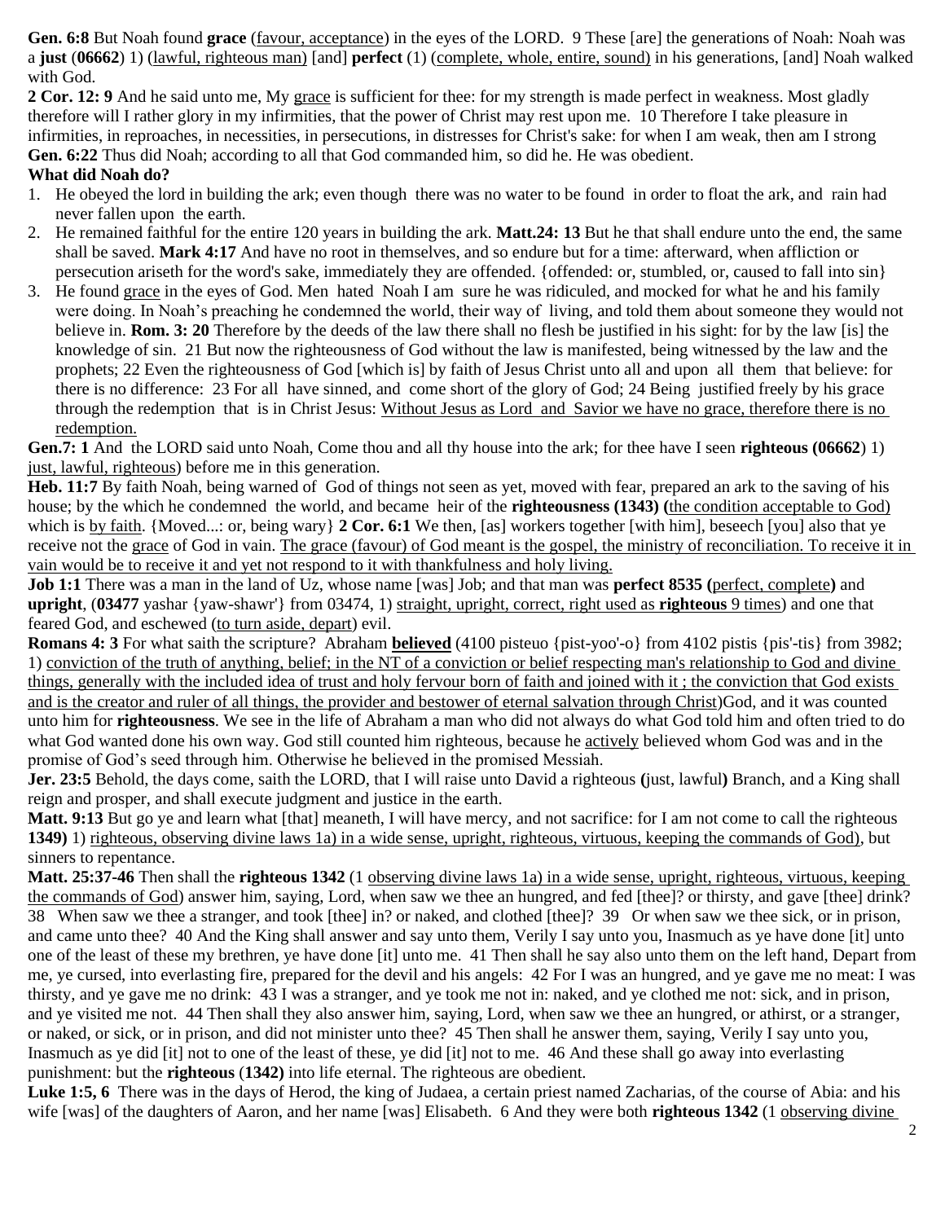**Gen. 6:8** But Noah found **grace** (favour, acceptance) in the eyes of the LORD. 9 These [are] the generations of Noah: Noah was a **just** (**06662**) 1) (lawful, righteous man) [and] **perfect** (1) (complete, whole, entire, sound) in his generations, [and] Noah walked with God.

**2 Cor. 12: 9** And he said unto me, My grace is sufficient for thee: for my strength is made perfect in weakness. Most gladly therefore will I rather glory in my infirmities, that the power of Christ may rest upon me. 10 Therefore I take pleasure in infirmities, in reproaches, in necessities, in persecutions, in distresses for Christ's sake: for when I am weak, then am I strong

**Gen. 6:22** Thus did Noah; according to all that God commanded him, so did he. He was obedient.

**What did Noah do?**

1. He obeyed the lord in building the ark; even though there was no water to be found in order to float the ark, and rain had never fallen upon the earth.
2. He remained faithful for the entire 120 years in building the ark. **Matt.24: 13** But he that shall endure unto the end, the same shall be saved. **Mark 4:17** And have no root in themselves, and so endure but for a time: afterward, when affliction or persecution ariseth for the word's sake, immediately they are offended. {offended: or, stumbled, or, caused to fall into sin}
3. He found grace in the eyes of God. Men hated Noah I am sure he was ridiculed, and mocked for what he and his family were doing. In Noah's preaching he condemned the world, their way of living, and told them about someone they would not believe in. **Rom. 3: 20** Therefore by the deeds of the law there shall no flesh be justified in his sight: for by the law [is] the knowledge of sin. 21 But now the righteousness of God without the law is manifested, being witnessed by the law and the prophets; 22 Even the righteousness of God [which is] by faith of Jesus Christ unto all and upon all them that believe: for there is no difference: 23 For all have sinned, and come short of the glory of God; 24 Being justified freely by his grace through the redemption that is in Christ Jesus: Without Jesus as Lord and Savior we have no grace, therefore there is no redemption.

**Gen.7: 1** And the LORD said unto Noah, Come thou and all thy house into the ark; for thee have I seen **righteous (06662**) 1) just, lawful, righteous) before me in this generation.

**Heb. 11:7** By faith Noah, being warned of God of things not seen as yet, moved with fear, prepared an ark to the saving of his house; by the which he condemned the world, and became heir of the **righteousness (1343) (**the condition acceptable to God) which is by faith. {Moved...: or, being wary} **2 Cor. 6:1** We then, [as] workers together [with him], beseech [you] also that ye receive not the grace of God in vain. The grace (favour) of God meant is the gospel, the ministry of reconciliation. To receive it in vain would be to receive it and yet not respond to it with thankfulness and holy living.

**Job 1:1** There was a man in the land of Uz, whose name [was] Job; and that man was **perfect 8535 (**perfect, complete**)** and **upright**, (**03477** yashar {yaw-shawr'} from 03474, 1) straight, upright, correct, right used as **righteous** 9 times) and one that feared God, and eschewed (to turn aside, depart) evil.

**Romans 4: 3** For what saith the scripture? Abraham **believed** (4100 pisteuo {pist-yoo'-o} from 4102 pistis {pis'-tis} from 3982; 1) conviction of the truth of anything, belief; in the NT of a conviction or belief respecting man's relationship to God and divine things, generally with the included idea of trust and holy fervour born of faith and joined with it ; the conviction that God exists and is the creator and ruler of all things, the provider and bestower of eternal salvation through Christ)God, and it was counted unto him for **righteousness**. We see in the life of Abraham a man who did not always do what God told him and often tried to do what God wanted done his own way. God still counted him righteous, because he actively believed whom God was and in the promise of God's seed through him. Otherwise he believed in the promised Messiah.

**Jer. 23:5** Behold, the days come, saith the LORD, that I will raise unto David a righteous **(**just, lawful**)** Branch, and a King shall reign and prosper, and shall execute judgment and justice in the earth.

**Matt. 9:13** But go ye and learn what [that] meaneth, I will have mercy, and not sacrifice: for I am not come to call the righteous **1349)** 1) righteous, observing divine laws 1a) in a wide sense, upright, righteous, virtuous, keeping the commands of God), but sinners to repentance.

**Matt. 25:37-46** Then shall the **righteous 1342** (1 observing divine laws 1a) in a wide sense, upright, righteous, virtuous, keeping the commands of God) answer him, saying, Lord, when saw we thee an hungred, and fed [thee]? or thirsty, and gave [thee] drink? 38 When saw we thee a stranger, and took [thee] in? or naked, and clothed [thee]? 39 Or when saw we thee sick, or in prison, and came unto thee? 40 And the King shall answer and say unto them, Verily I say unto you, Inasmuch as ye have done [it] unto one of the least of these my brethren, ye have done [it] unto me. 41 Then shall he say also unto them on the left hand, Depart from me, ye cursed, into everlasting fire, prepared for the devil and his angels: 42 For I was an hungred, and ye gave me no meat: I was thirsty, and ye gave me no drink: 43 I was a stranger, and ye took me not in: naked, and ye clothed me not: sick, and in prison, and ye visited me not. 44 Then shall they also answer him, saying, Lord, when saw we thee an hungred, or athirst, or a stranger, or naked, or sick, or in prison, and did not minister unto thee? 45 Then shall he answer them, saying, Verily I say unto you, Inasmuch as ye did [it] not to one of the least of these, ye did [it] not to me. 46 And these shall go away into everlasting punishment: but the **righteous** (**1342)** into life eternal. The righteous are obedient.

**Luke 1:5, 6** There was in the days of Herod, the king of Judaea, a certain priest named Zacharias, of the course of Abia: and his wife [was] of the daughters of Aaron, and her name [was] Elisabeth. 6 And they were both **righteous 1342** (1 observing divine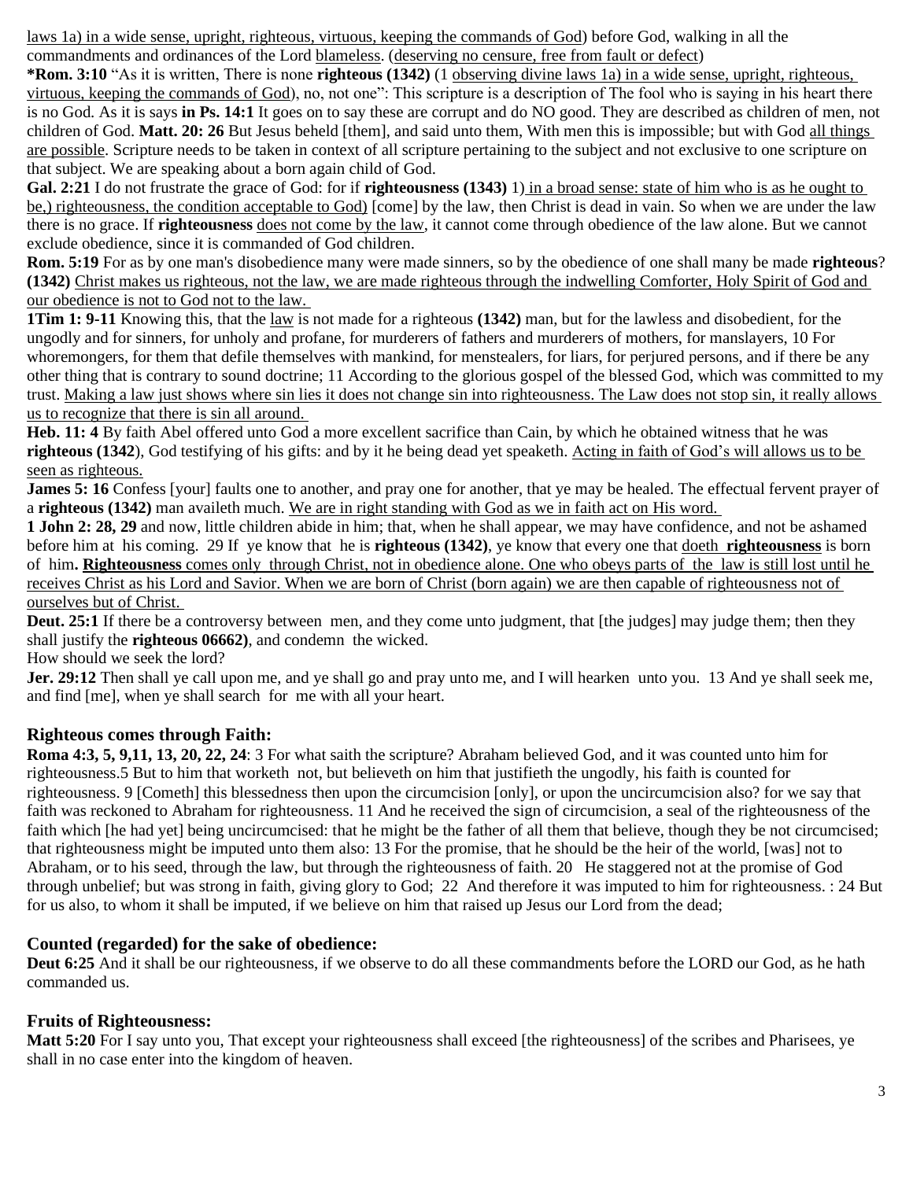laws 1a) in a wide sense, upright, righteous, virtuous, keeping the commands of God) before God, walking in all the commandments and ordinances of the Lord blameless. (deserving no censure, free from fault or defect)

***Rom. 3:10** "As it is written, There is none **righteous (1342)** (1 observing divine laws 1a) in a wide sense, upright, righteous, virtuous, keeping the commands of God), no, not one": This scripture is a description of The fool who is saying in his heart there is no God. As it is says **in Ps. 14:1** It goes on to say these are corrupt and do NO good. They are described as children of men, not children of God. **Matt. 20: 26** But Jesus beheld [them], and said unto them, With men this is impossible; but with God all things are possible. Scripture needs to be taken in context of all scripture pertaining to the subject and not exclusive to one scripture on that subject. We are speaking about a born again child of God.

**Gal. 2:21** I do not frustrate the grace of God: for if **righteousness (1343)** 1) in a broad sense: state of him who is as he ought to be,) righteousness, the condition acceptable to God) [come] by the law, then Christ is dead in vain. So when we are under the law there is no grace. If **righteousness** does not come by the law, it cannot come through obedience of the law alone. But we cannot exclude obedience, since it is commanded of God children.

**Rom. 5:19** For as by one man's disobedience many were made sinners, so by the obedience of one shall many be made **righteous**? **(1342)** Christ makes us righteous, not the law, we are made righteous through the indwelling Comforter, Holy Spirit of God and our obedience is not to God not to the law.

**1Tim 1: 9-11** Knowing this, that the law is not made for a righteous **(1342)** man, but for the lawless and disobedient, for the ungodly and for sinners, for unholy and profane, for murderers of fathers and murderers of mothers, for manslayers, 10 For whoremongers, for them that defile themselves with mankind, for menstealers, for liars, for perjured persons, and if there be any other thing that is contrary to sound doctrine; 11 According to the glorious gospel of the blessed God, which was committed to my trust. Making a law just shows where sin lies it does not change sin into righteousness. The Law does not stop sin, it really allows us to recognize that there is sin all around.

**Heb. 11: 4** By faith Abel offered unto God a more excellent sacrifice than Cain, by which he obtained witness that he was **righteous (1342**), God testifying of his gifts: and by it he being dead yet speaketh. Acting in faith of God's will allows us to be seen as righteous.

**James 5: 16** Confess [your] faults one to another, and pray one for another, that ye may be healed. The effectual fervent prayer of a **righteous (1342)** man availeth much. We are in right standing with God as we in faith act on His word.

**1 John 2: 28, 29** and now, little children abide in him; that, when he shall appear, we may have confidence, and not be ashamed before him at his coming. 29 If ye know that he is **righteous (1342)**, ye know that every one that doeth **righteousness** is born of him**. Righteousness** comes only through Christ, not in obedience alone. One who obeys parts of the law is still lost until he receives Christ as his Lord and Savior. When we are born of Christ (born again) we are then capable of righteousness not of ourselves but of Christ.

**Deut. 25:1** If there be a controversy between men, and they come unto judgment, that [the judges] may judge them; then they shall justify the **righteous 06662)**, and condemn the wicked.

How should we seek the lord?

**Jer. 29:12** Then shall ye call upon me, and ye shall go and pray unto me, and I will hearken unto you. 13 And ye shall seek me, and find [me], when ye shall search for me with all your heart.

### Righteous comes through Faith:

**Roma 4:3, 5, 9,11, 13, 20, 22, 24**: 3 For what saith the scripture? Abraham believed God, and it was counted unto him for righteousness.5 But to him that worketh not, but believeth on him that justifieth the ungodly, his faith is counted for righteousness. 9 [Cometh] this blessedness then upon the circumcision [only], or upon the uncircumcision also? for we say that faith was reckoned to Abraham for righteousness. 11 And he received the sign of circumcision, a seal of the righteousness of the faith which [he had yet] being uncircumcised: that he might be the father of all them that believe, though they be not circumcised; that righteousness might be imputed unto them also: 13 For the promise, that he should be the heir of the world, [was] not to Abraham, or to his seed, through the law, but through the righteousness of faith. 20 He staggered not at the promise of God through unbelief; but was strong in faith, giving glory to God; 22 And therefore it was imputed to him for righteousness. : 24 But for us also, to whom it shall be imputed, if we believe on him that raised up Jesus our Lord from the dead;

### Counted (regarded) for the sake of obedience:

**Deut 6:25** And it shall be our righteousness, if we observe to do all these commandments before the LORD our God, as he hath commanded us.

### Fruits of Righteousness:

**Matt 5:20** For I say unto you, That except your righteousness shall exceed [the righteousness] of the scribes and Pharisees, ye shall in no case enter into the kingdom of heaven.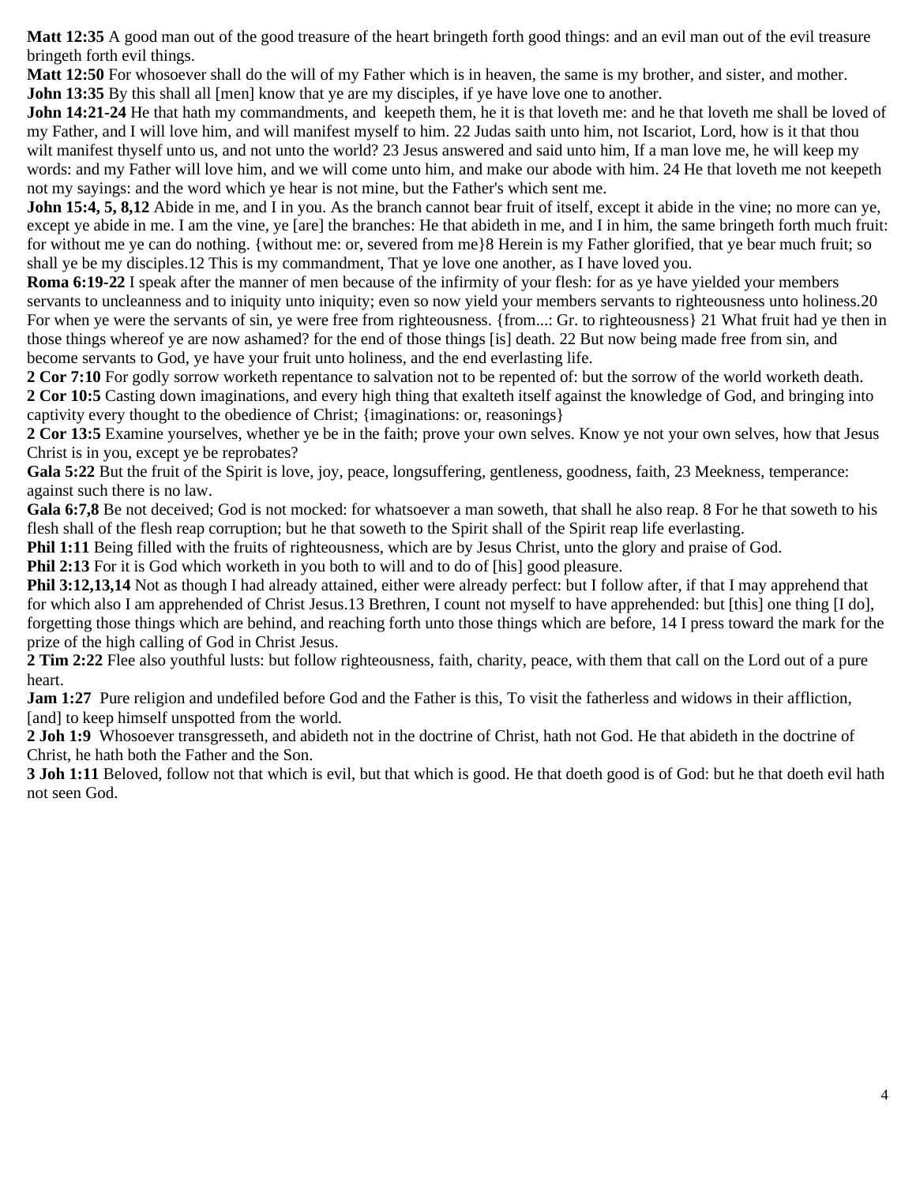**Matt 12:35** A good man out of the good treasure of the heart bringeth forth good things: and an evil man out of the evil treasure bringeth forth evil things.

**Matt 12:50** For whosoever shall do the will of my Father which is in heaven, the same is my brother, and sister, and mother.

**John 13:35** By this shall all [men] know that ye are my disciples, if ye have love one to another.

**John 14:21-24** He that hath my commandments, and keepeth them, he it is that loveth me: and he that loveth me shall be loved of my Father, and I will love him, and will manifest myself to him. 22 Judas saith unto him, not Iscariot, Lord, how is it that thou wilt manifest thyself unto us, and not unto the world? 23 Jesus answered and said unto him, If a man love me, he will keep my words: and my Father will love him, and we will come unto him, and make our abode with him. 24 He that loveth me not keepeth not my sayings: and the word which ye hear is not mine, but the Father's which sent me.

**John 15:4, 5, 8,12** Abide in me, and I in you. As the branch cannot bear fruit of itself, except it abide in the vine; no more can ye, except ye abide in me. I am the vine, ye [are] the branches: He that abideth in me, and I in him, the same bringeth forth much fruit: for without me ye can do nothing. {without me: or, severed from me}8 Herein is my Father glorified, that ye bear much fruit; so shall ye be my disciples.12 This is my commandment, That ye love one another, as I have loved you.

**Roma 6:19-22** I speak after the manner of men because of the infirmity of your flesh: for as ye have yielded your members servants to uncleanness and to iniquity unto iniquity; even so now yield your members servants to righteousness unto holiness.20 For when ye were the servants of sin, ye were free from righteousness. {from...: Gr. to righteousness} 21 What fruit had ye then in those things whereof ye are now ashamed? for the end of those things [is] death. 22 But now being made free from sin, and become servants to God, ye have your fruit unto holiness, and the end everlasting life.

**2 Cor 7:10** For godly sorrow worketh repentance to salvation not to be repented of: but the sorrow of the world worketh death.

**2 Cor 10:5** Casting down imaginations, and every high thing that exalteth itself against the knowledge of God, and bringing into captivity every thought to the obedience of Christ; {imaginations: or, reasonings}

**2 Cor 13:5** Examine yourselves, whether ye be in the faith; prove your own selves. Know ye not your own selves, how that Jesus Christ is in you, except ye be reprobates?

**Gala 5:22** But the fruit of the Spirit is love, joy, peace, longsuffering, gentleness, goodness, faith, 23 Meekness, temperance: against such there is no law.

**Gala 6:7,8** Be not deceived; God is not mocked: for whatsoever a man soweth, that shall he also reap. 8 For he that soweth to his flesh shall of the flesh reap corruption; but he that soweth to the Spirit shall of the Spirit reap life everlasting.

**Phil 1:11** Being filled with the fruits of righteousness, which are by Jesus Christ, unto the glory and praise of God.

**Phil 2:13** For it is God which worketh in you both to will and to do of [his] good pleasure.

**Phil 3:12,13,14** Not as though I had already attained, either were already perfect: but I follow after, if that I may apprehend that for which also I am apprehended of Christ Jesus.13 Brethren, I count not myself to have apprehended: but [this] one thing [I do], forgetting those things which are behind, and reaching forth unto those things which are before, 14 I press toward the mark for the prize of the high calling of God in Christ Jesus.

**2 Tim 2:22** Flee also youthful lusts: but follow righteousness, faith, charity, peace, with them that call on the Lord out of a pure heart.

**Jam 1:27** Pure religion and undefiled before God and the Father is this, To visit the fatherless and widows in their affliction, [and] to keep himself unspotted from the world.

**2 Joh 1:9** Whosoever transgresseth, and abideth not in the doctrine of Christ, hath not God. He that abideth in the doctrine of Christ, he hath both the Father and the Son.

**3 Joh 1:11** Beloved, follow not that which is evil, but that which is good. He that doeth good is of God: but he that doeth evil hath not seen God.